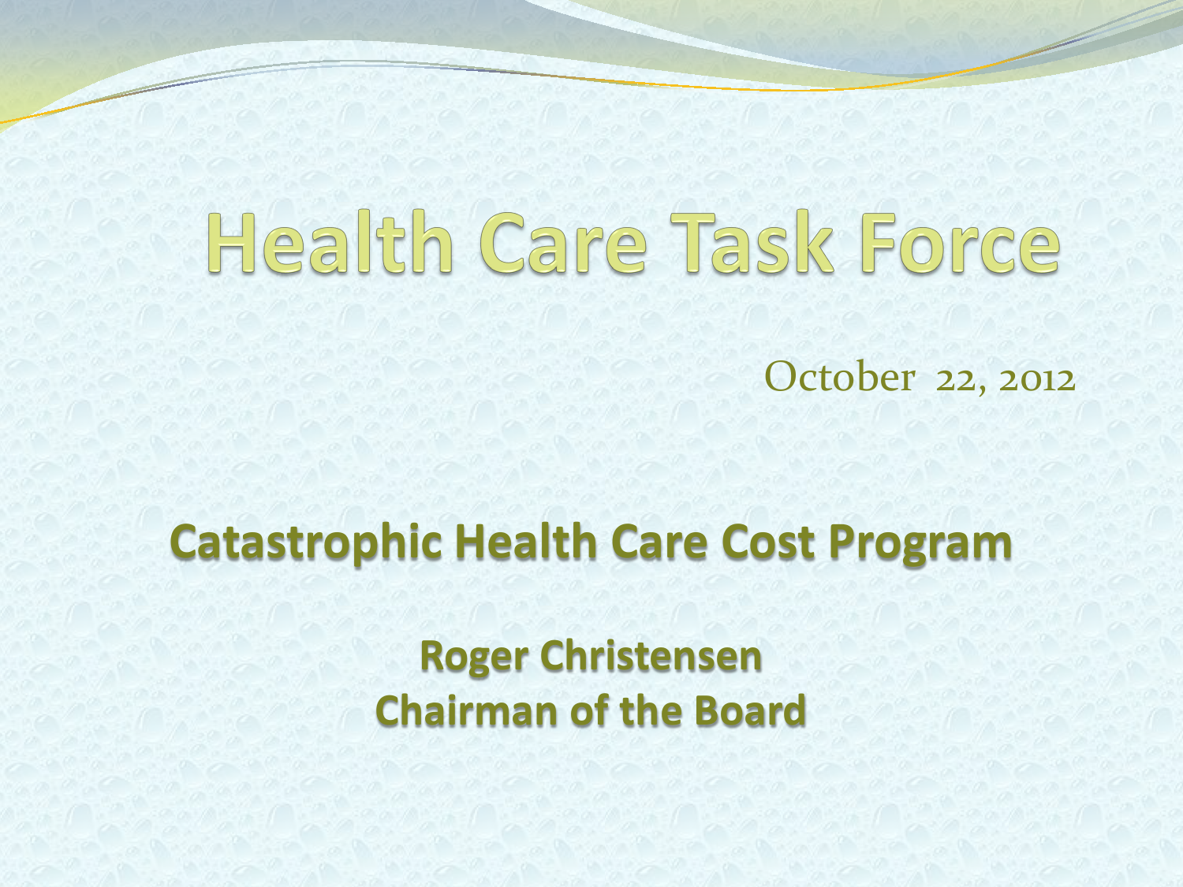# Health Care Task Force

October 22, 2012

## Catastrophic Health Care Cost Program

**Roger Christensen**
**Chairman of the Board**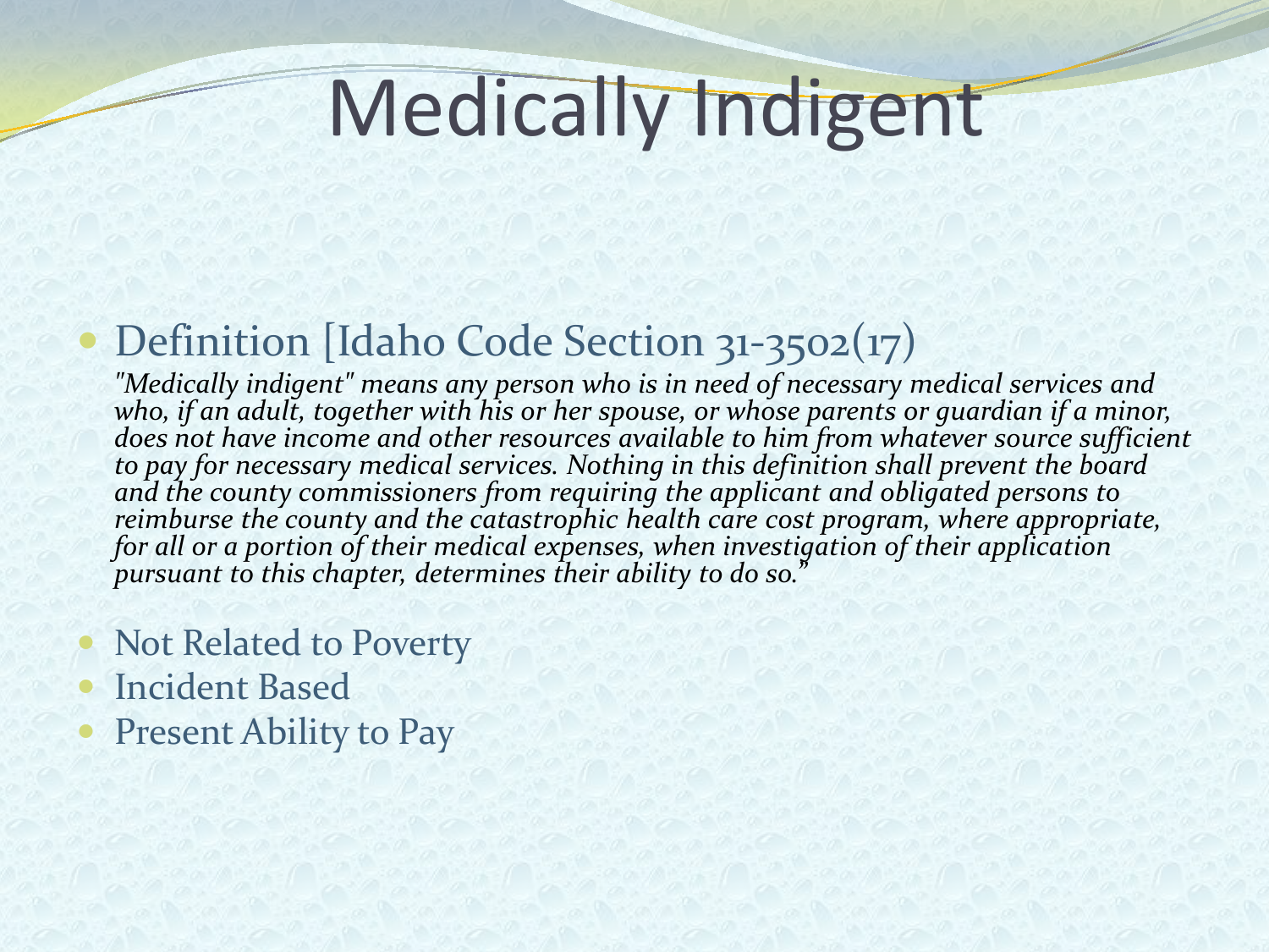# Medically Indigent

- Definition [Idaho Code Section 31-3502(17)

  *"Medically indigent" means any person who is in need of necessary medical services and who, if an adult, together with his or her spouse, or whose parents or guardian if a minor, does not have income and other resources available to him from whatever source sufficient to pay for necessary medical services. Nothing in this definition shall prevent the board and the county commissioners from requiring the applicant and obligated persons to reimburse the county and the catastrophic health care cost program, where appropriate, for all or a portion of their medical expenses, when investigation of their application pursuant to this chapter, determines their ability to do so."*

- Not Related to Poverty
- Incident Based
- Present Ability to Pay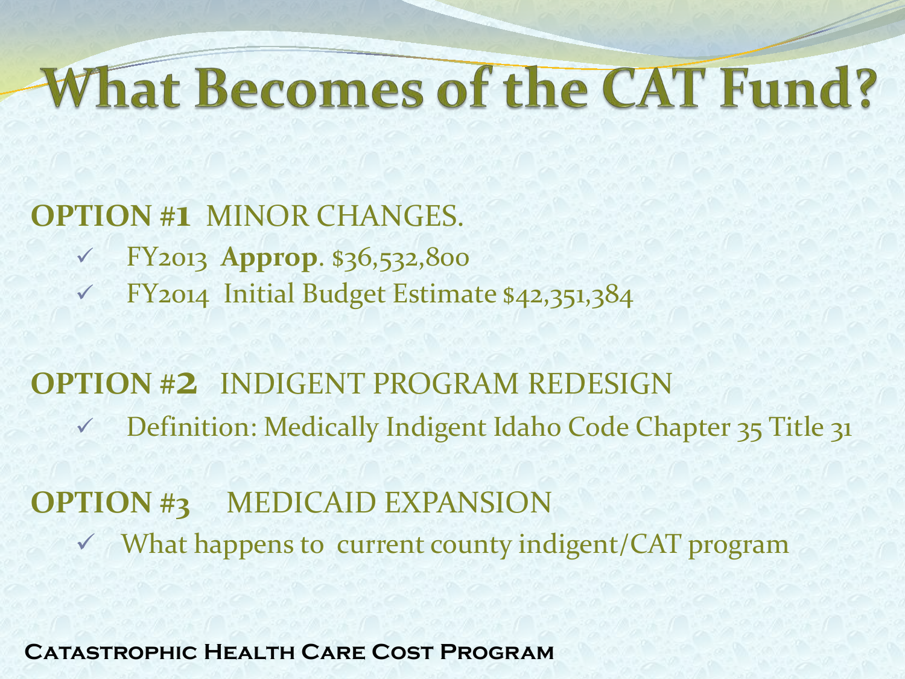# What Becomes of the CAT Fund?

**OPTION #1** MINOR CHANGES.

- ✓ FY2013 **Approp**. $36,532,800
- ✓ FY2014 Initial Budget Estimate $42,351,384

**OPTION #2** INDIGENT PROGRAM REDESIGN

- ✓ Definition: Medically Indigent Idaho Code Chapter 35 Title 31

**OPTION #3** MEDICAID EXPANSION

- ✓ What happens to current county indigent/CAT program

**Catastrophic Health Care Cost Program**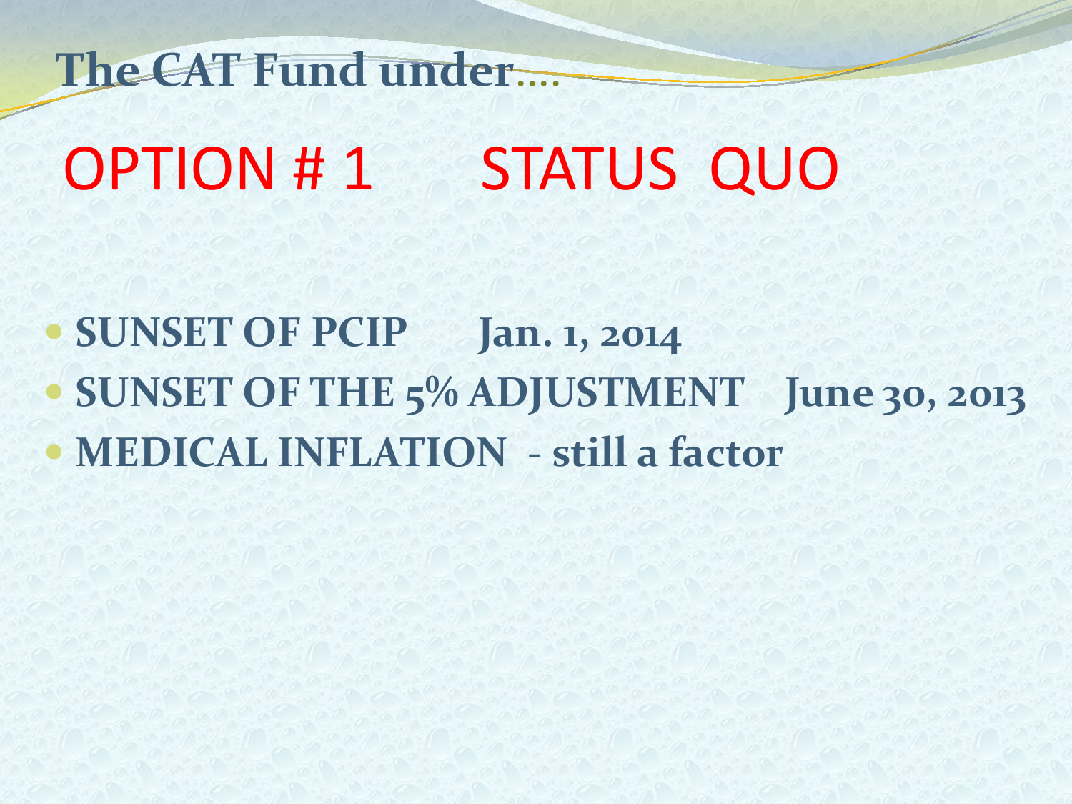## The CAT Fund under….

# OPTION # 1 STATUS QUO

- **SUNSET OF PCIP Jan. 1, 2014**
- **SUNSET OF THE 5% ADJUSTMENT June 30, 2013**
- **MEDICAL INFLATION - still a factor**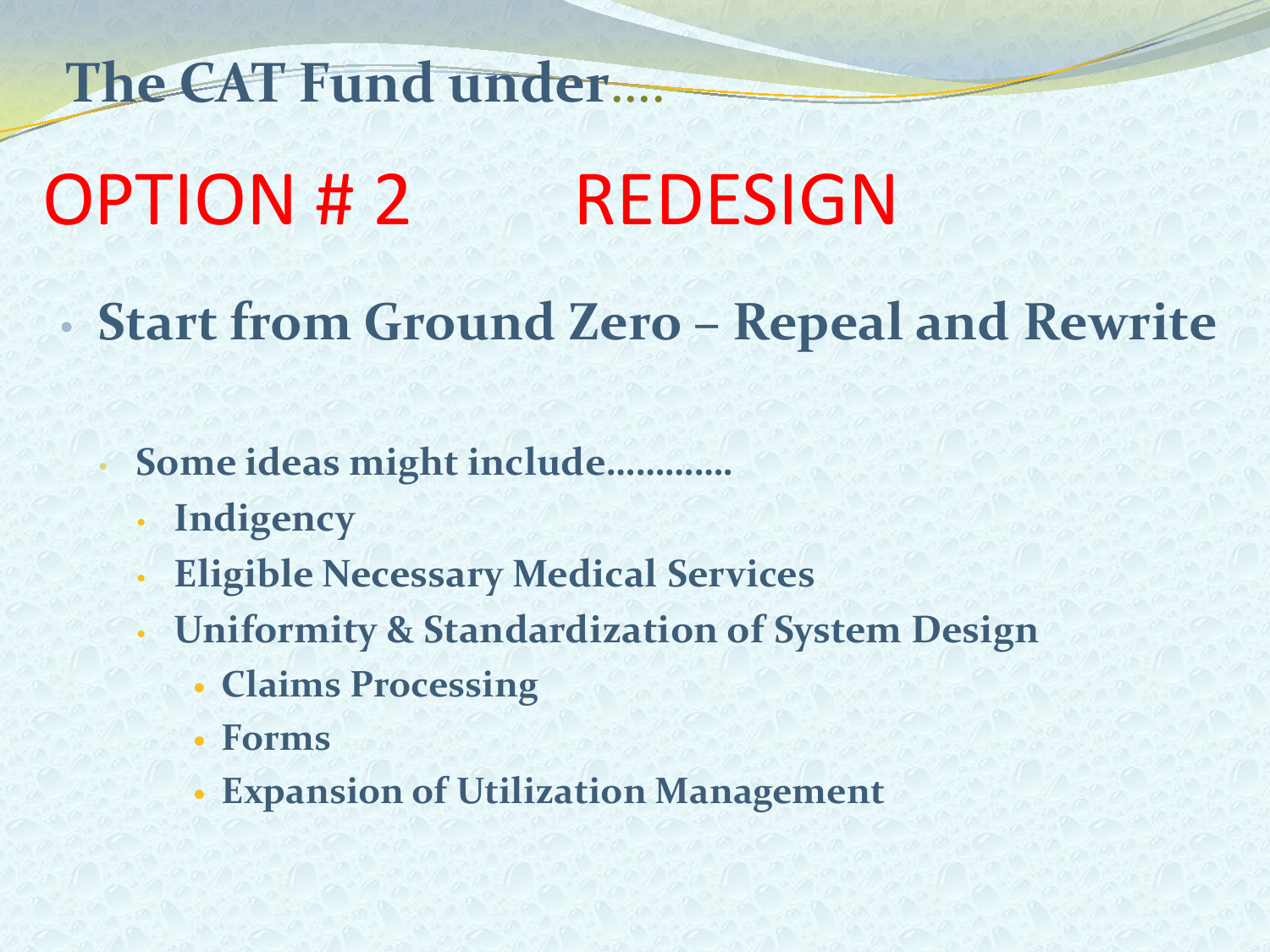## The CAT Fund under….

# OPTION # 2 REDESIGN

- **Start from Ground Zero – Repeal and Rewrite**
  - **Some ideas might include………….**
    - **Indigency**
    - **Eligible Necessary Medical Services**
    - **Uniformity & Standardization of System Design**
      - **Claims Processing**
      - **Forms**
      - **Expansion of Utilization Management**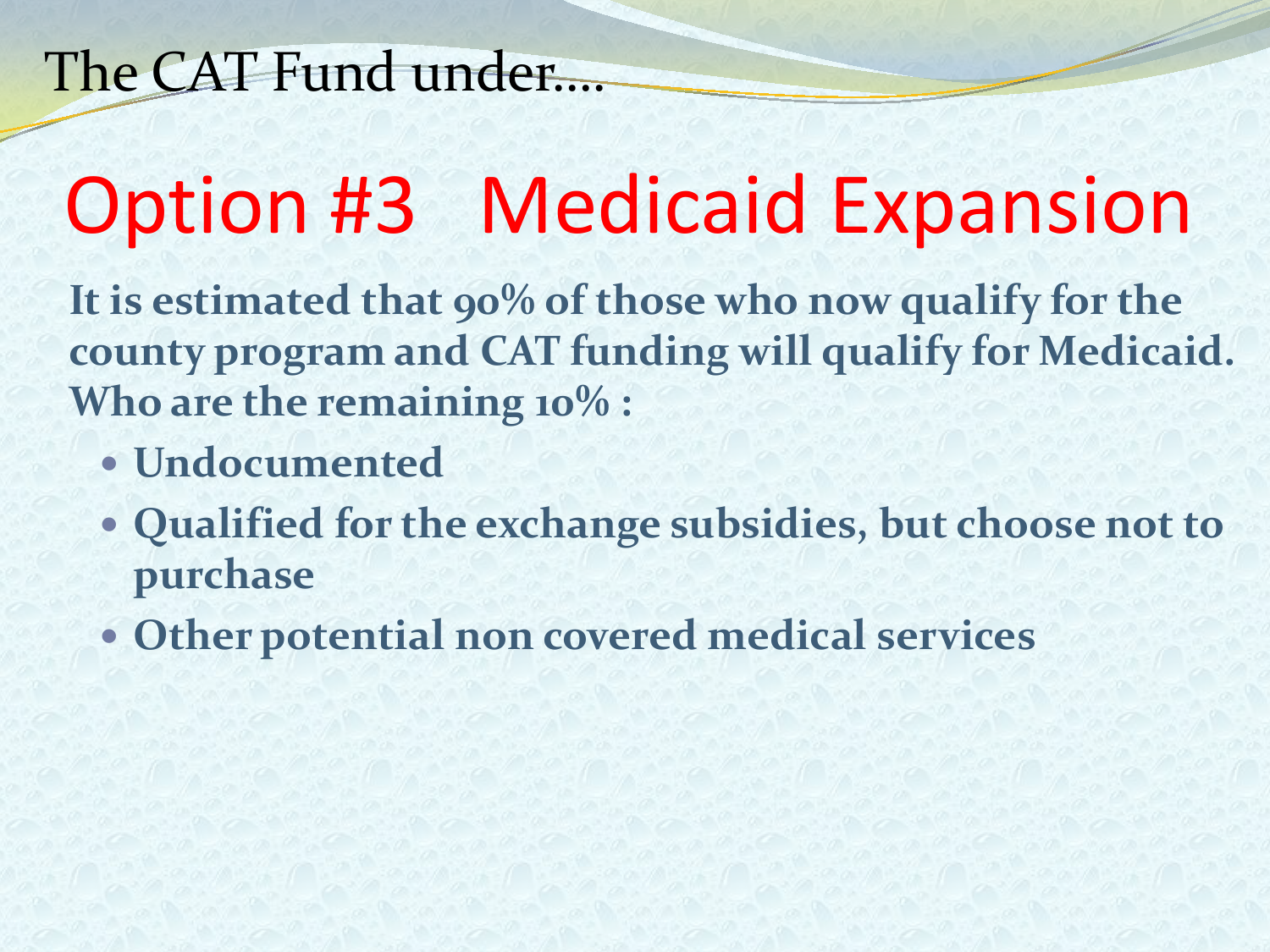The CAT Fund under....

# Option #3 Medicaid Expansion

**It is estimated that 90% of those who now qualify for the county program and CAT funding will qualify for Medicaid. Who are the remaining 10% :**

- **Undocumented**
- **Qualified for the exchange subsidies, but choose not to purchase**
- **Other potential non covered medical services**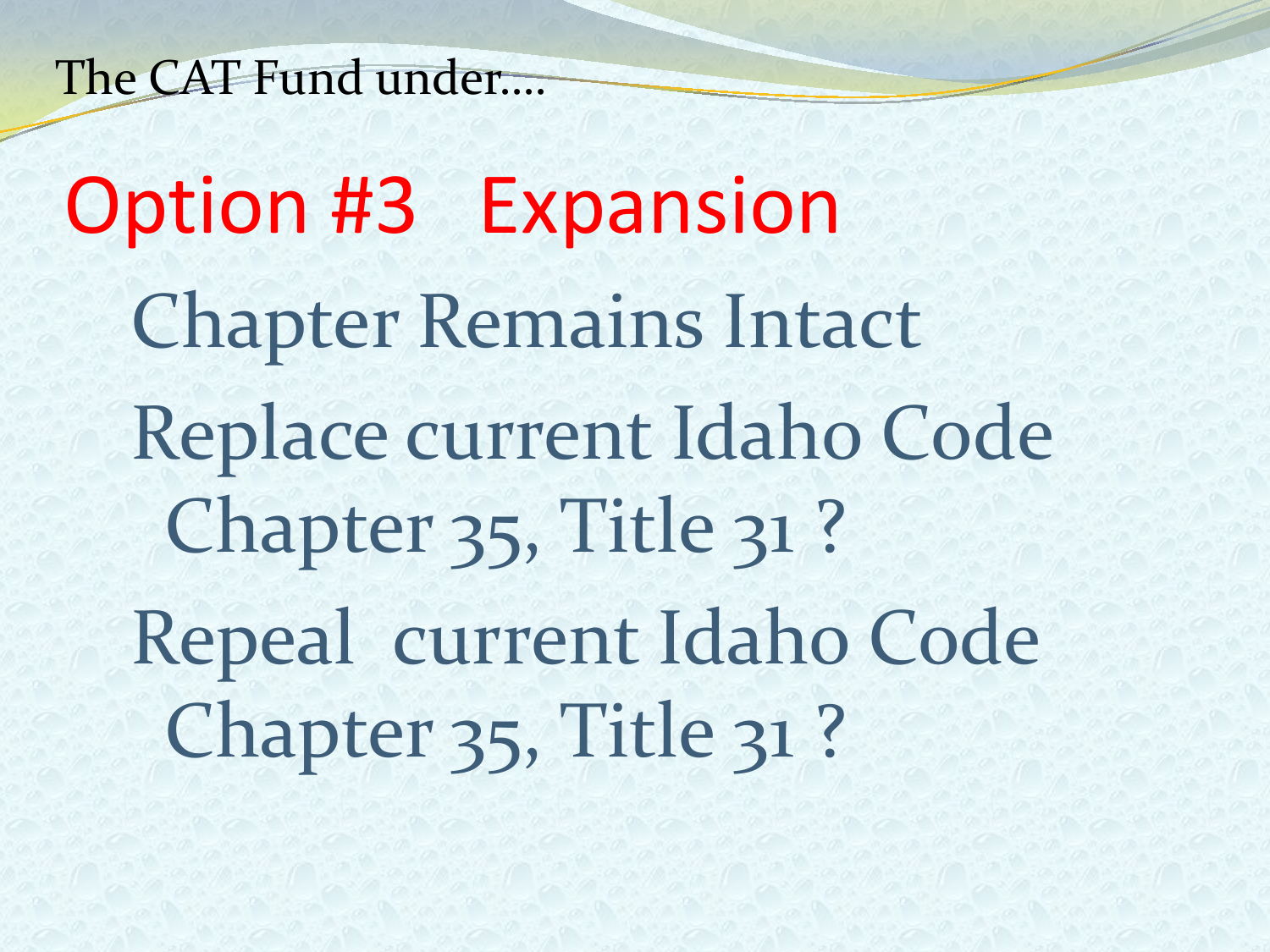The CAT Fund under....

# Option #3 Expansion

- Chapter Remains Intact
- Replace current Idaho Code Chapter 35, Title 31 ?
- Repeal current Idaho Code Chapter 35, Title 31 ?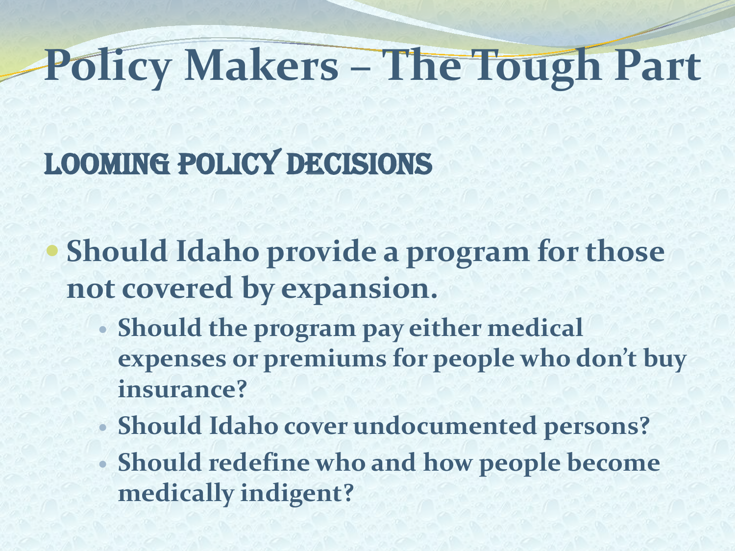# Policy Makers – The Tough Part

## Looming Policy Decisions

- **Should Idaho provide a program for those not covered by expansion.**
  - **Should the program pay either medical expenses or premiums for people who don't buy insurance?**
  - **Should Idaho cover undocumented persons?**
  - **Should redefine who and how people become medically indigent?**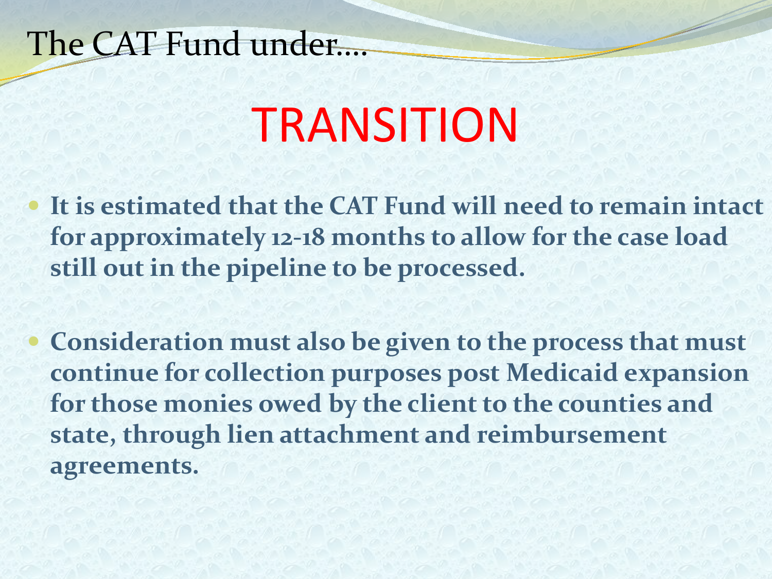The CAT Fund under….

# TRANSITION

- **It is estimated that the CAT Fund will need to remain intact for approximately 12-18 months to allow for the case load still out in the pipeline to be processed.**

- **Consideration must also be given to the process that must continue for collection purposes post Medicaid expansion for those monies owed by the client to the counties and state, through lien attachment and reimbursement agreements.**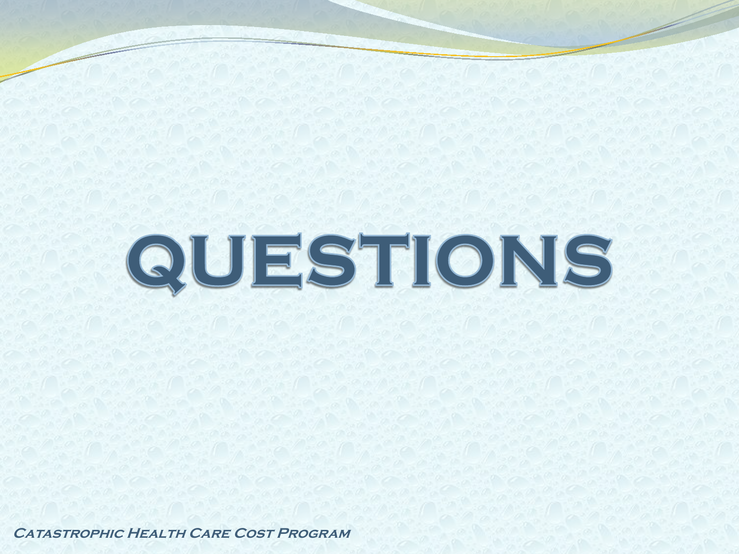# QUESTIONS